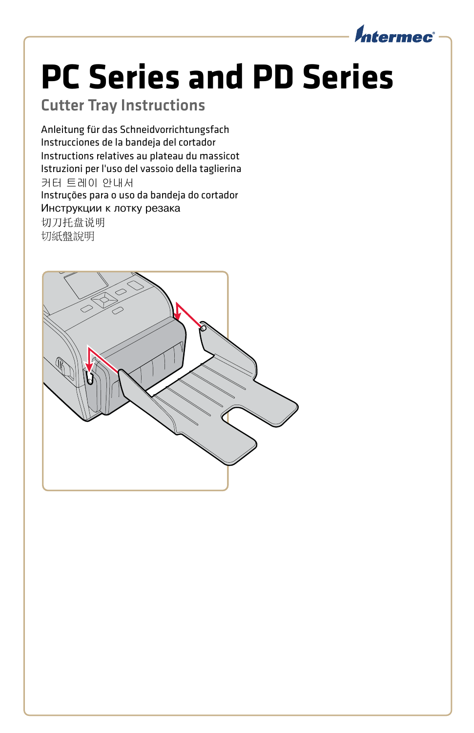# PC Series and PD Series

## Cutter Tray Instructions

Anleitung für das Schneidvorrichtungsfach
Instrucciones de la bandeja del cortador
Instructions relatives au plateau du massicot
Istruzioni per l'uso del vassoio della taglierina
커터 트레이 안내서
Instruções para o uso da bandeja do cortador
Инструкции к лотку резака
切刀托盘说明
切紙盤說明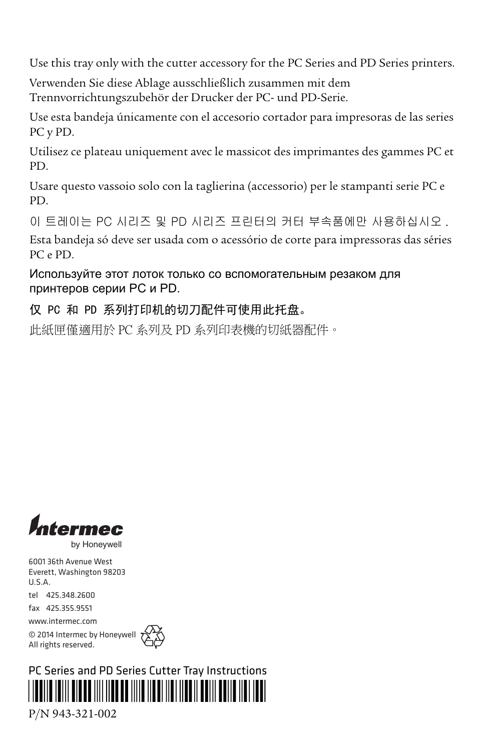Use this tray only with the cutter accessory for the PC Series and PD Series printers.

Verwenden Sie diese Ablage ausschließlich zusammen mit dem Trennvorrichtungszubehör der Drucker der PC- und PD-Serie.

Use esta bandeja únicamente con el accesorio cortador para impresoras de las series PC y PD.

Utilisez ce plateau uniquement avec le massicot des imprimantes des gammes PC et PD.

Usare questo vassoio solo con la taglierina (accessorio) per le stampanti serie PC e PD.

이 트레이는 PC 시리즈 및 PD 시리즈 프린터의 커터 부속품에만 사용하십시오 .

Esta bandeja só deve ser usada com o acessório de corte para impressoras das séries PC e PD.

Используйте этот лоток только со вспомогательным резаком для принтеров серии PC и PD.

仅 PC 和 PD 系列打印机的切刀配件可使用此托盘。

此紙匣僅適用於 PC 系列及 PD 系列印表機的切紙器配件。

Intermec
by Honeywell

6001 36th Avenue West
Everett, Washington 98203
U.S.A.

tel 425.348.2600

fax 425.355.9551

www.intermec.com

© 2014 Intermec by Honeywell
All rights reserved.

PC Series and PD Series Cutter Tray Instructions

P/N 943-321-002